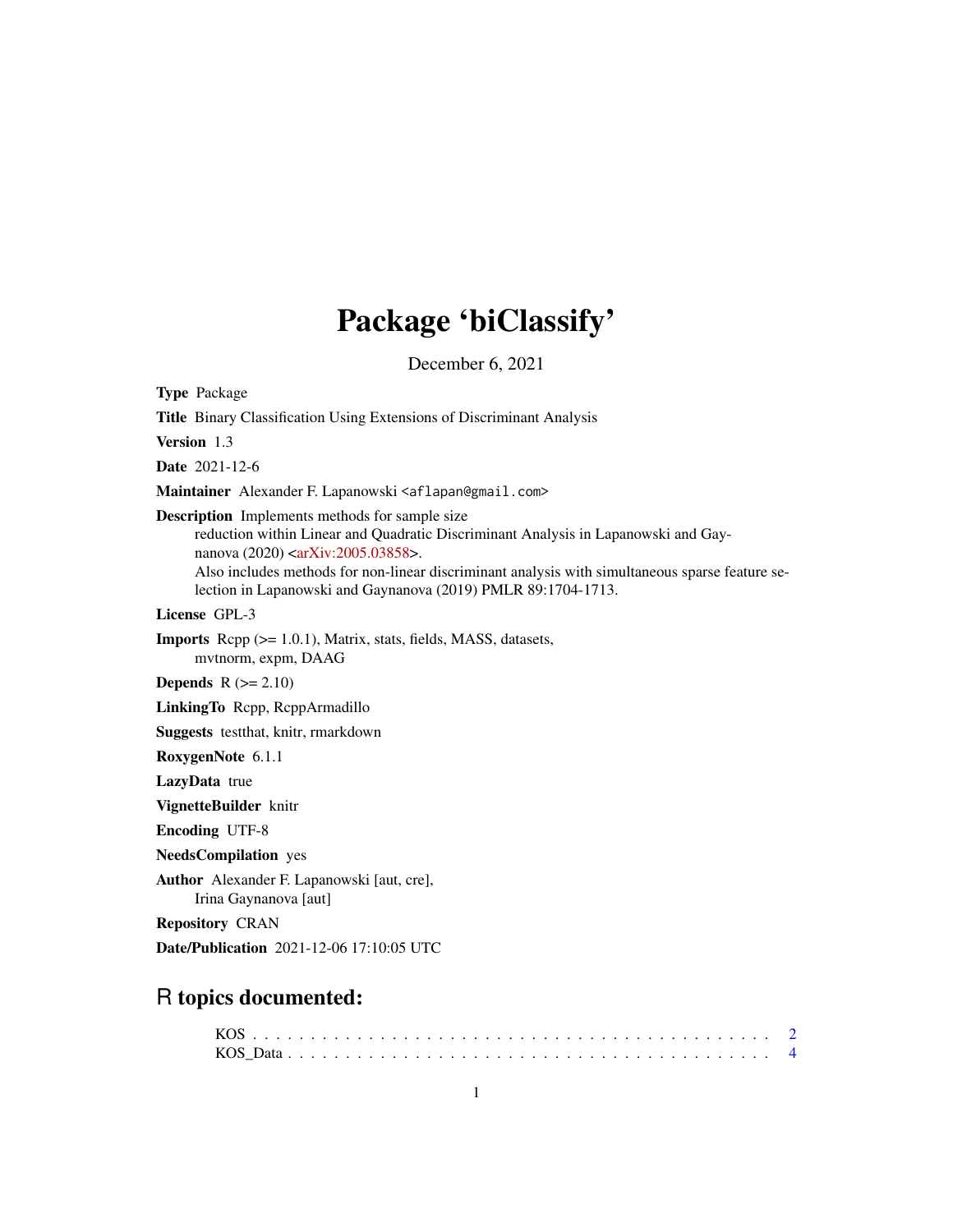# Package 'biClassify'

December 6, 2021

**Type** Package

**Title** Binary Classification Using Extensions of Discriminant Analysis

**Version** 1.3

**Date** 2021-12-6

**Maintainer** Alexander F. Lapanowski <aflapan@gmail.com>

**Description** Implements methods for sample size reduction within Linear and Quadratic Discriminant Analysis in Lapanowski and Gaynanova (2020) <arXiv:2005.03858>.
Also includes methods for non-linear discriminant analysis with simultaneous sparse feature selection in Lapanowski and Gaynanova (2019) PMLR 89:1704-1713.

**License** GPL-3

**Imports** Rcpp (>= 1.0.1), Matrix, stats, fields, MASS, datasets, mvtnorm, expm, DAAG

**Depends** R (>= 2.10)

**LinkingTo** Rcpp, RcppArmadillo

**Suggests** testthat, knitr, rmarkdown

**RoxygenNote** 6.1.1

**LazyData** true

**VignetteBuilder** knitr

**Encoding** UTF-8

**NeedsCompilation** yes

**Author** Alexander F. Lapanowski [aut, cre], Irina Gaynanova [aut]

**Repository** CRAN

**Date/Publication** 2021-12-06 17:10:05 UTC

## R topics documented:

KOS . . . . . . . . . . . . . . . . . . . . . . . . . . . . . . . . . . . . . . . . . . . 2
KOS_Data . . . . . . . . . . . . . . . . . . . . . . . . . . . . . . . . . . . . . . . . 4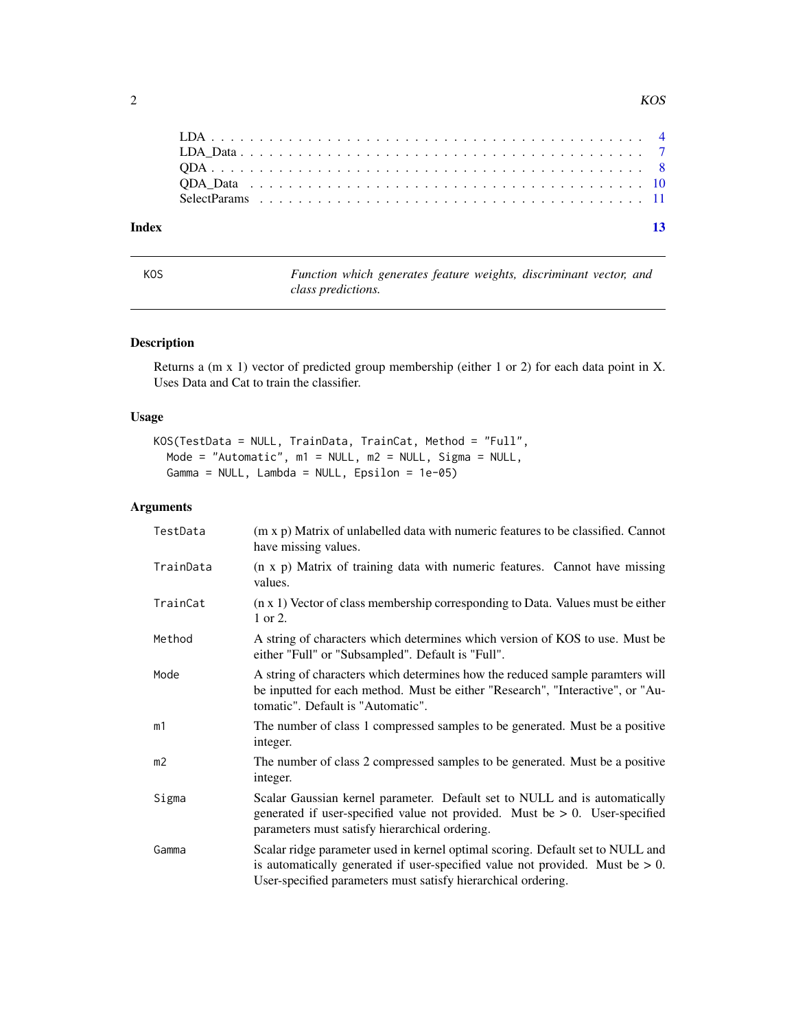LDA . . . . . . . . . . . . . . . . . . . . . . . . . . . . . . . . . . . . . . . . . 4
LDA_Data . . . . . . . . . . . . . . . . . . . . . . . . . . . . . . . . . . . . . . 7
QDA . . . . . . . . . . . . . . . . . . . . . . . . . . . . . . . . . . . . . . . . . 8
QDA_Data . . . . . . . . . . . . . . . . . . . . . . . . . . . . . . . . . . . . . . 10
SelectParams . . . . . . . . . . . . . . . . . . . . . . . . . . . . . . . . . . . . 11

**Index** **13**

---

KOS — *Function which generates feature weights, discriminant vector, and class predictions.*

---

### Description

Returns a (m x 1) vector of predicted group membership (either 1 or 2) for each data point in X. Uses Data and Cat to train the classifier.

### Usage

```
KOS(TestData = NULL, TrainData, TrainCat, Method = "Full",
  Mode = "Automatic", m1 = NULL, m2 = NULL, Sigma = NULL,
  Gamma = NULL, Lambda = NULL, Epsilon = 1e-05)
```

### Arguments

| | |
|---|---|
| TestData | (m x p) Matrix of unlabelled data with numeric features to be classified. Cannot have missing values. |
| TrainData | (n x p) Matrix of training data with numeric features. Cannot have missing values. |
| TrainCat | (n x 1) Vector of class membership corresponding to Data. Values must be either 1 or 2. |
| Method | A string of characters which determines which version of KOS to use. Must be either "Full" or "Subsampled". Default is "Full". |
| Mode | A string of characters which determines how the reduced sample paramters will be inputted for each method. Must be either "Research", "Interactive", or "Automatic". Default is "Automatic". |
| m1 | The number of class 1 compressed samples to be generated. Must be a positive integer. |
| m2 | The number of class 2 compressed samples to be generated. Must be a positive integer. |
| Sigma | Scalar Gaussian kernel parameter. Default set to NULL and is automatically generated if user-specified value not provided. Must be > 0. User-specified parameters must satisfy hierarchical ordering. |
| Gamma | Scalar ridge parameter used in kernel optimal scoring. Default set to NULL and is automatically generated if user-specified value not provided. Must be > 0. User-specified parameters must satisfy hierarchical ordering. |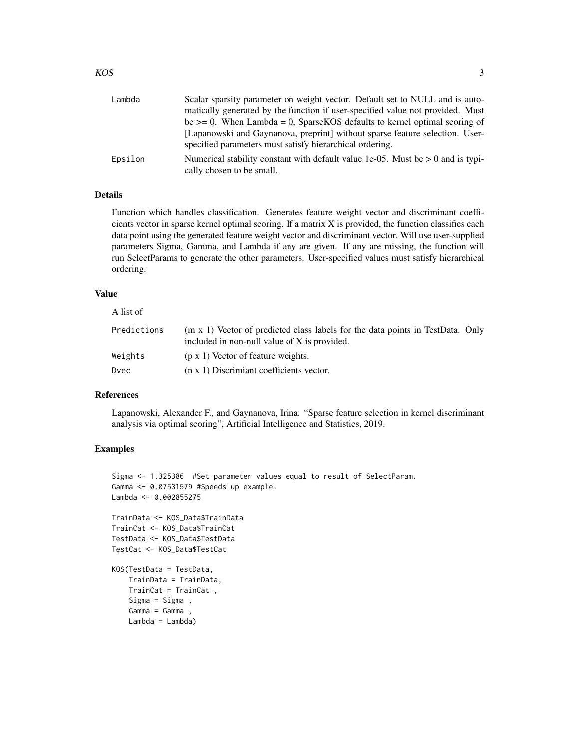| | |
|---|---|
| Lambda | Scalar sparsity parameter on weight vector. Default set to NULL and is automatically generated by the function if user-specified value not provided. Must be >= 0. When Lambda = 0, SparseKOS defaults to kernel optimal scoring of [Lapanowski and Gaynanova, preprint] without sparse feature selection. User-specified parameters must satisfy hierarchical ordering. |
| Epsilon | Numerical stability constant with default value 1e-05. Must be > 0 and is typically chosen to be small. |

## Details

Function which handles classification. Generates feature weight vector and discriminant coefficients vector in sparse kernel optimal scoring. If a matrix X is provided, the function classifies each data point using the generated feature weight vector and discriminant vector. Will use user-supplied parameters Sigma, Gamma, and Lambda if any are given. If any are missing, the function will run SelectParams to generate the other parameters. User-specified values must satisfy hierarchical ordering.

## Value

A list of

| | |
|---|---|
| Predictions | (m x 1) Vector of predicted class labels for the data points in TestData. Only included in non-null value of X is provided. |
| Weights | (p x 1) Vector of feature weights. |
| Dvec | (n x 1) Discrimiant coefficients vector. |

## References

Lapanowski, Alexander F., and Gaynanova, Irina. "Sparse feature selection in kernel discriminant analysis via optimal scoring", Artificial Intelligence and Statistics, 2019.

## Examples

```
Sigma <- 1.325386  #Set parameter values equal to result of SelectParam.
Gamma <- 0.07531579 #Speeds up example.
Lambda <- 0.002855275

TrainData <- KOS_Data$TrainData
TrainCat <- KOS_Data$TrainCat
TestData <- KOS_Data$TestData
TestCat <- KOS_Data$TestCat

KOS(TestData = TestData,
    TrainData = TrainData,
    TrainCat = TrainCat ,
    Sigma = Sigma ,
    Gamma = Gamma ,
    Lambda = Lambda)
```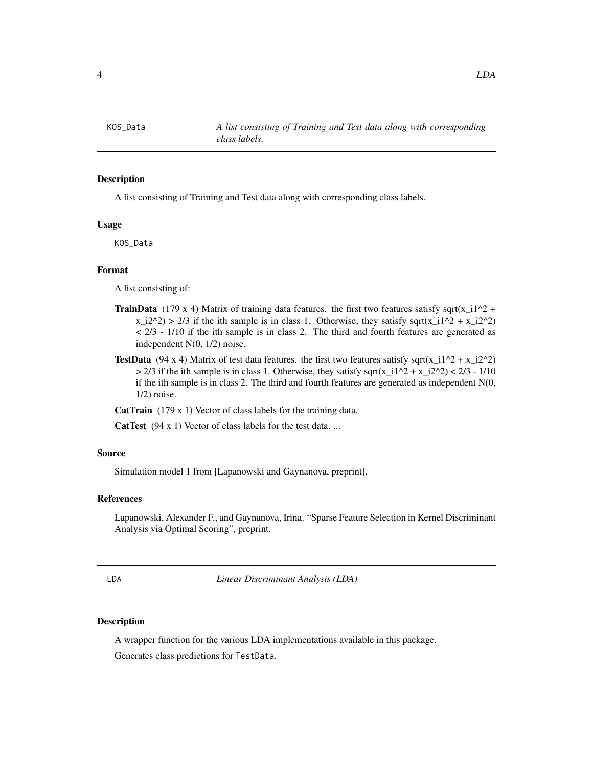## KOS_Data

*A list consisting of Training and Test data along with corresponding class labels.*

### Description

A list consisting of Training and Test data along with corresponding class labels.

### Usage

```
KOS_Data
```

### Format

A list consisting of:

**TrainData** (179 x 4) Matrix of training data features. the first two features satisfy sqrt(x_i1^2 + x_i2^2) > 2/3 if the ith sample is in class 1. Otherwise, they satisfy sqrt(x_i1^2 + x_i2^2) < 2/3 - 1/10 if the ith sample is in class 2. The third and fourth features are generated as independent N(0, 1/2) noise.

**TestData** (94 x 4) Matrix of test data features. the first two features satisfy sqrt(x_i1^2 + x_i2^2) > 2/3 if the ith sample is in class 1. Otherwise, they satisfy sqrt(x_i1^2 + x_i2^2) < 2/3 - 1/10 if the ith sample is in class 2. The third and fourth features are generated as independent N(0, 1/2) noise.

**CatTrain** (179 x 1) Vector of class labels for the training data.

**CatTest** (94 x 1) Vector of class labels for the test data. ...

### Source

Simulation model 1 from [Lapanowski and Gaynanova, preprint].

### References

Lapanowski, Alexander F., and Gaynanova, Irina. "Sparse Feature Selection in Kernel Discriminant Analysis via Optimal Scoring", preprint.

## LDA

*Linear Discriminant Analysis (LDA)*

### Description

A wrapper function for the various LDA implementations available in this package.

Generates class predictions for TestData.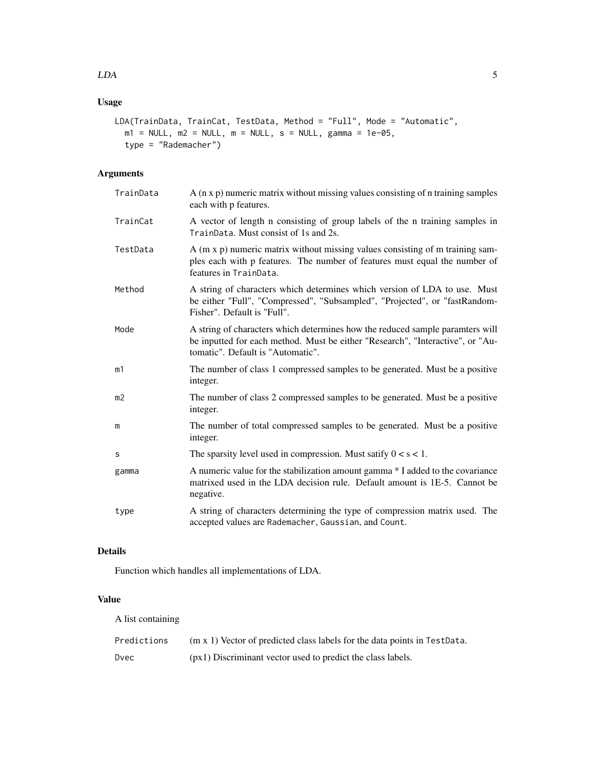## Usage

```
LDA(TrainData, TrainCat, TestData, Method = "Full", Mode = "Automatic",
  m1 = NULL, m2 = NULL, m = NULL, s = NULL, gamma = 1e-05,
  type = "Rademacher")
```

## Arguments

| | |
|---|---|
| TrainData | A (n x p) numeric matrix without missing values consisting of n training samples each with p features. |
| TrainCat | A vector of length n consisting of group labels of the n training samples in TrainData. Must consist of 1s and 2s. |
| TestData | A (m x p) numeric matrix without missing values consisting of m training samples each with p features. The number of features must equal the number of features in TrainData. |
| Method | A string of characters which determines which version of LDA to use. Must be either "Full", "Compressed", "Subsampled", "Projected", or "fastRandomFisher". Default is "Full". |
| Mode | A string of characters which determines how the reduced sample paramters will be inputted for each method. Must be either "Research", "Interactive", or "Automatic". Default is "Automatic". |
| m1 | The number of class 1 compressed samples to be generated. Must be a positive integer. |
| m2 | The number of class 2 compressed samples to be generated. Must be a positive integer. |
| m | The number of total compressed samples to be generated. Must be a positive integer. |
| s | The sparsity level used in compression. Must satify $0 < s < 1$. |
| gamma | A numeric value for the stabilization amount gamma * I added to the covariance matrixed used in the LDA decision rule. Default amount is 1E-5. Cannot be negative. |
| type | A string of characters determining the type of compression matrix used. The accepted values are Rademacher, Gaussian, and Count. |

## Details

Function which handles all implementations of LDA.

## Value

A list containing

| | |
|---|---|
| Predictions | (m x 1) Vector of predicted class labels for the data points in TestData. |
| Dvec | (px1) Discriminant vector used to predict the class labels. |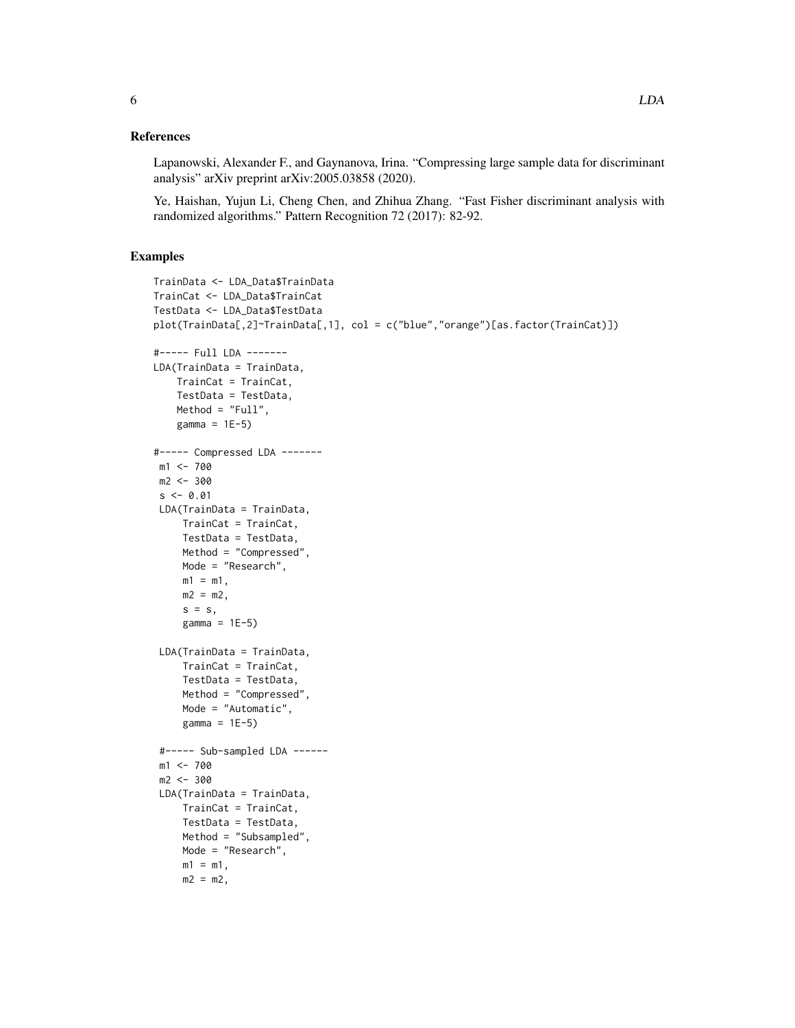## References

Lapanowski, Alexander F., and Gaynanova, Irina. "Compressing large sample data for discriminant analysis" arXiv preprint arXiv:2005.03858 (2020).

Ye, Haishan, Yujun Li, Cheng Chen, and Zhihua Zhang. "Fast Fisher discriminant analysis with randomized algorithms." Pattern Recognition 72 (2017): 82-92.

## Examples

```
TrainData <- LDA_Data$TrainData
TrainCat <- LDA_Data$TrainCat
TestData <- LDA_Data$TestData
plot(TrainData[,2]~TrainData[,1], col = c("blue","orange")[as.factor(TrainCat)])

#----- Full LDA -------
LDA(TrainData = TrainData,
    TrainCat = TrainCat,
    TestData = TestData,
    Method = "Full",
    gamma = 1E-5)

#----- Compressed LDA -------
 m1 <- 700
 m2 <- 300
 s <- 0.01
 LDA(TrainData = TrainData,
     TrainCat = TrainCat,
     TestData = TestData,
     Method = "Compressed",
     Mode = "Research",
     m1 = m1,
     m2 = m2,
     s = s,
     gamma = 1E-5)

 LDA(TrainData = TrainData,
     TrainCat = TrainCat,
     TestData = TestData,
     Method = "Compressed",
     Mode = "Automatic",
     gamma = 1E-5)

 #----- Sub-sampled LDA ------
 m1 <- 700
 m2 <- 300
 LDA(TrainData = TrainData,
     TrainCat = TrainCat,
     TestData = TestData,
     Method = "Subsampled",
     Mode = "Research",
     m1 = m1,
     m2 = m2,
```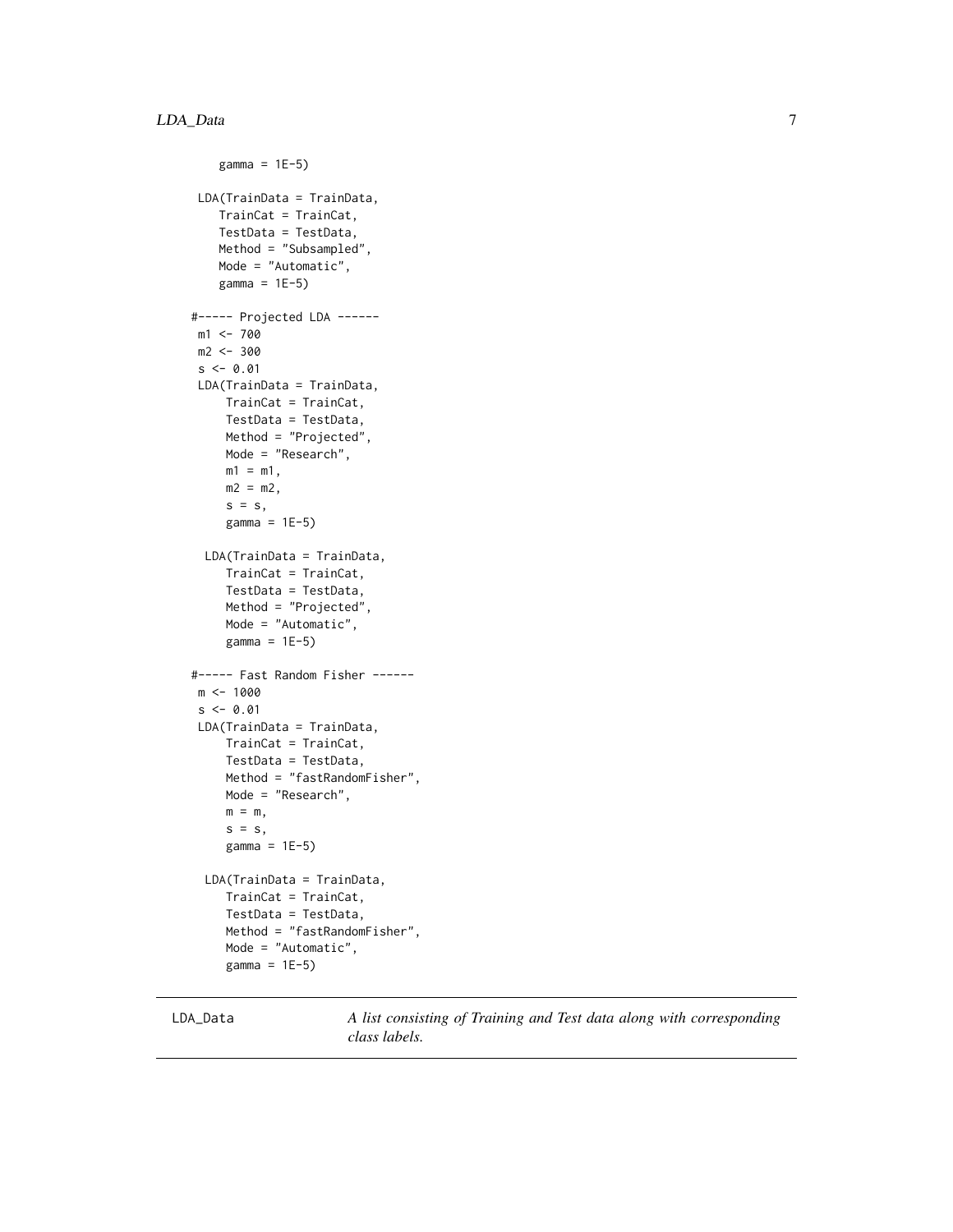```
    gamma = 1E-5)

 LDA(TrainData = TrainData,
    TrainCat = TrainCat,
    TestData = TestData,
    Method = "Subsampled",
    Mode = "Automatic",
    gamma = 1E-5)

#----- Projected LDA ------
 m1 <- 700
 m2 <- 300
 s <- 0.01
 LDA(TrainData = TrainData,
     TrainCat = TrainCat,
     TestData = TestData,
     Method = "Projected",
     Mode = "Research",
     m1 = m1,
     m2 = m2,
     s = s,
     gamma = 1E-5)

  LDA(TrainData = TrainData,
     TrainCat = TrainCat,
     TestData = TestData,
     Method = "Projected",
     Mode = "Automatic",
     gamma = 1E-5)

#----- Fast Random Fisher ------
 m <- 1000
 s <- 0.01
 LDA(TrainData = TrainData,
     TrainCat = TrainCat,
     TestData = TestData,
     Method = "fastRandomFisher",
     Mode = "Research",
     m = m,
     s = s,
     gamma = 1E-5)

  LDA(TrainData = TrainData,
     TrainCat = TrainCat,
     TestData = TestData,
     Method = "fastRandomFisher",
     Mode = "Automatic",
     gamma = 1E-5)
```

## LDA_Data

*A list consisting of Training and Test data along with corresponding class labels.*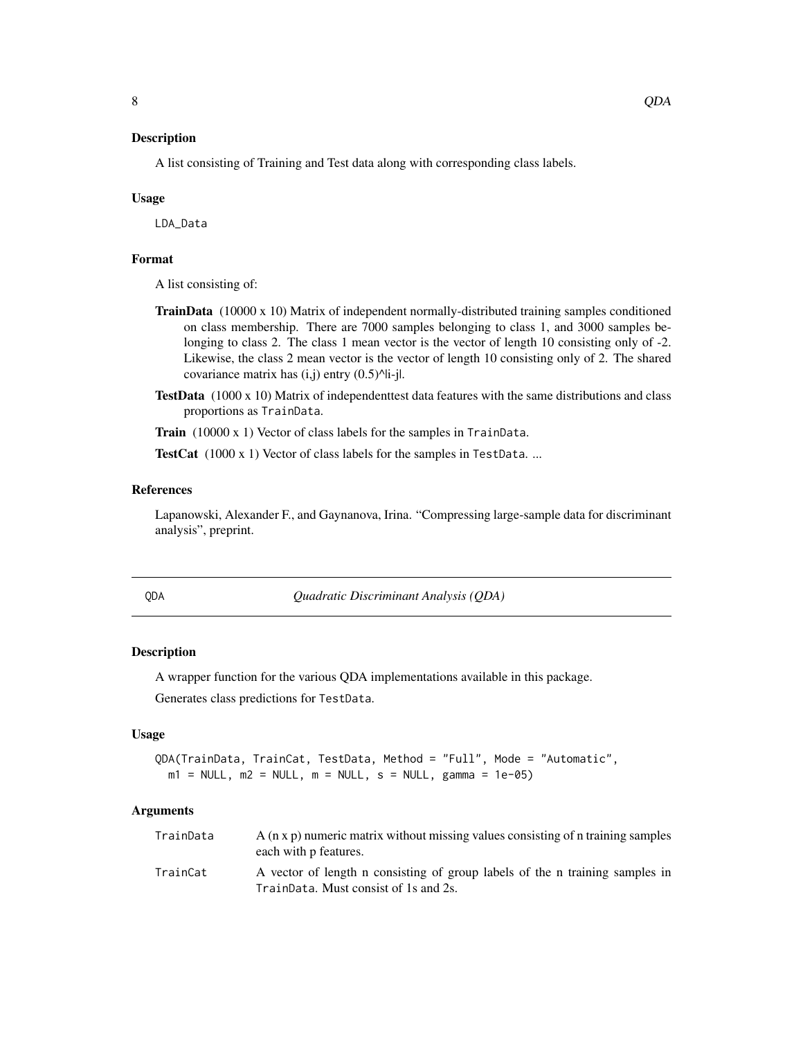### Description

A list consisting of Training and Test data along with corresponding class labels.

### Usage

```
LDA_Data
```

### Format

A list consisting of:

**TrainData** (10000 x 10) Matrix of independent normally-distributed training samples conditioned on class membership. There are 7000 samples belonging to class 1, and 3000 samples belonging to class 2. The class 1 mean vector is the vector of length 10 consisting only of -2. Likewise, the class 2 mean vector is the vector of length 10 consisting only of 2. The shared covariance matrix has (i,j) entry (0.5)^|i-j|.

**TestData** (1000 x 10) Matrix of independenttest data features with the same distributions and class proportions as `TrainData`.

**Train** (10000 x 1) Vector of class labels for the samples in `TrainData`.

**TestCat** (1000 x 1) Vector of class labels for the samples in `TestData`. ...

### References

Lapanowski, Alexander F., and Gaynanova, Irina. "Compressing large-sample data for discriminant analysis", preprint.

---

## QDA — *Quadratic Discriminant Analysis (QDA)*

---

### Description

A wrapper function for the various QDA implementations available in this package.

Generates class predictions for `TestData`.

### Usage

```
QDA(TrainData, TrainCat, TestData, Method = "Full", Mode = "Automatic",
  m1 = NULL, m2 = NULL, m = NULL, s = NULL, gamma = 1e-05)
```

### Arguments

| | |
|---|---|
| `TrainData` | A (n x p) numeric matrix without missing values consisting of n training samples each with p features. |
| `TrainCat` | A vector of length n consisting of group labels of the n training samples in `TrainData`. Must consist of 1s and 2s. |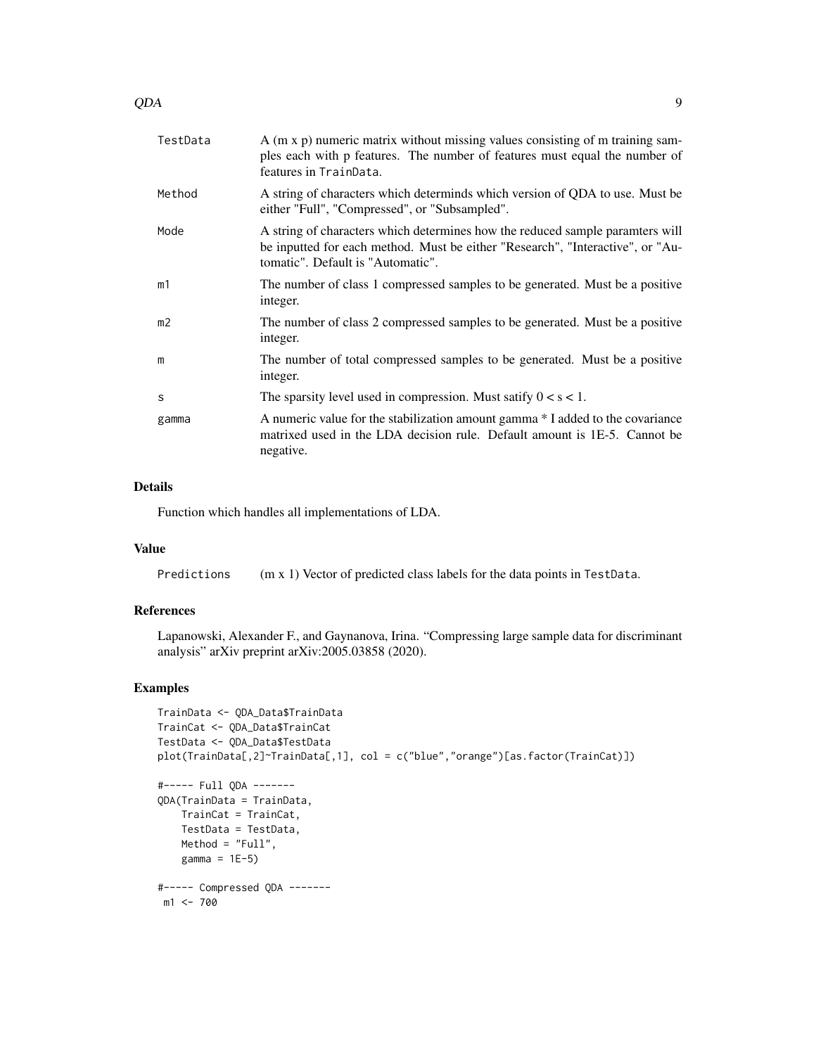| | |
|---|---|
| TestData | A (m x p) numeric matrix without missing values consisting of m training samples each with p features. The number of features must equal the number of features in TrainData. |
| Method | A string of characters which determinds which version of QDA to use. Must be either "Full", "Compressed", or "Subsampled". |
| Mode | A string of characters which determines how the reduced sample paramters will be inputted for each method. Must be either "Research", "Interactive", or "Automatic". Default is "Automatic". |
| m1 | The number of class 1 compressed samples to be generated. Must be a positive integer. |
| m2 | The number of class 2 compressed samples to be generated. Must be a positive integer. |
| m | The number of total compressed samples to be generated. Must be a positive integer. |
| s | The sparsity level used in compression. Must satify $0 < s < 1$. |
| gamma | A numeric value for the stabilization amount gamma * I added to the covariance matrixed used in the LDA decision rule. Default amount is 1E-5. Cannot be negative. |

## Details

Function which handles all implementations of LDA.

## Value

| | |
|---|---|
| Predictions | (m x 1) Vector of predicted class labels for the data points in TestData. |

## References

Lapanowski, Alexander F., and Gaynanova, Irina. "Compressing large sample data for discriminant analysis" arXiv preprint arXiv:2005.03858 (2020).

## Examples

```
TrainData <- QDA_Data$TrainData
TrainCat <- QDA_Data$TrainCat
TestData <- QDA_Data$TestData
plot(TrainData[,2]~TrainData[,1], col = c("blue","orange")[as.factor(TrainCat)])

#----- Full QDA -------
QDA(TrainData = TrainData,
    TrainCat = TrainCat,
    TestData = TestData,
    Method = "Full",
    gamma = 1E-5)

#----- Compressed QDA -------
 m1 <- 700
```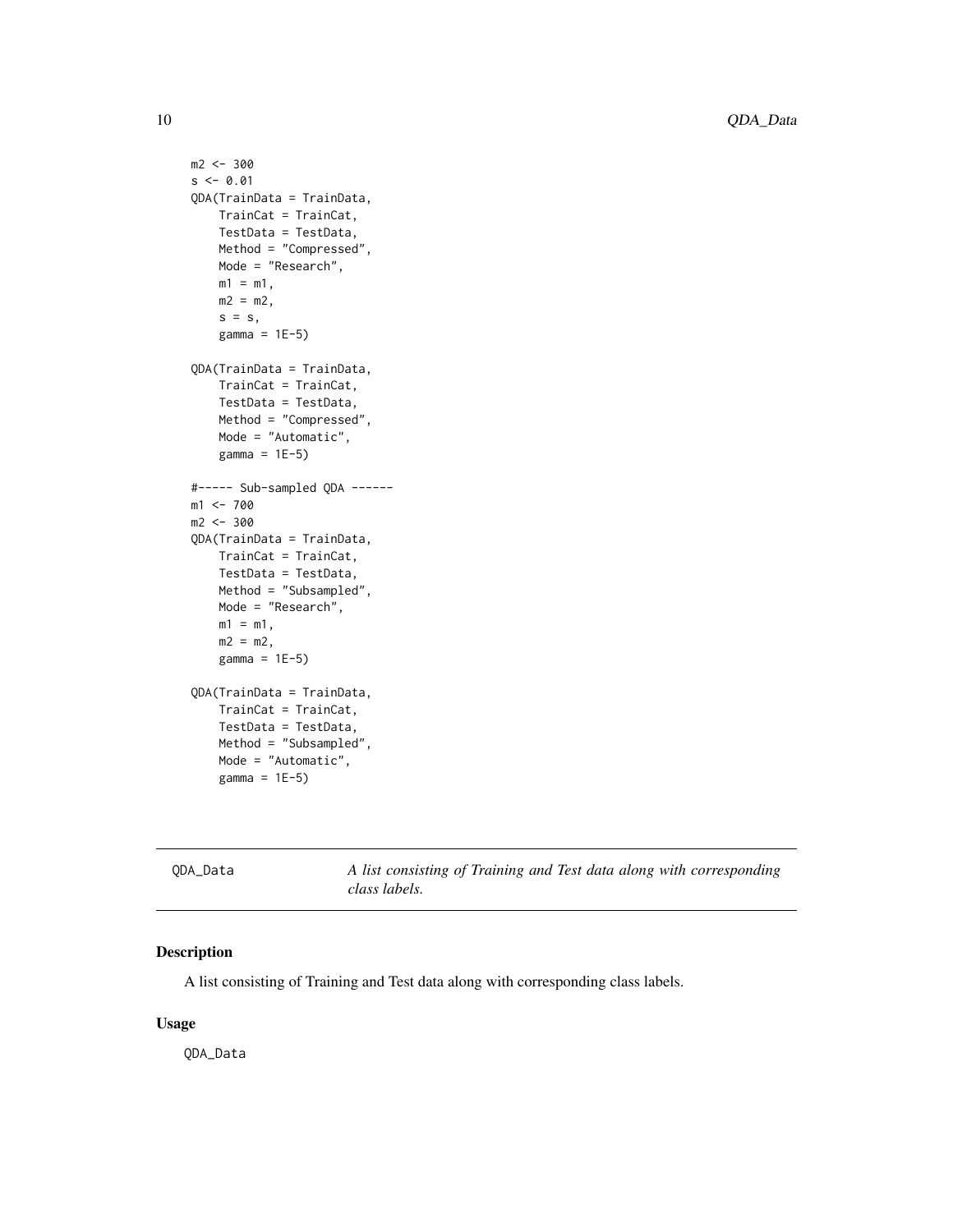```
m2 <- 300
s <- 0.01
QDA(TrainData = TrainData,
    TrainCat = TrainCat,
    TestData = TestData,
    Method = "Compressed",
    Mode = "Research",
    m1 = m1,
    m2 = m2,
    s = s,
    gamma = 1E-5)

QDA(TrainData = TrainData,
    TrainCat = TrainCat,
    TestData = TestData,
    Method = "Compressed",
    Mode = "Automatic",
    gamma = 1E-5)

#----- Sub-sampled QDA ------
m1 <- 700
m2 <- 300
QDA(TrainData = TrainData,
    TrainCat = TrainCat,
    TestData = TestData,
    Method = "Subsampled",
    Mode = "Research",
    m1 = m1,
    m2 = m2,
    gamma = 1E-5)

QDA(TrainData = TrainData,
    TrainCat = TrainCat,
    TestData = TestData,
    Method = "Subsampled",
    Mode = "Automatic",
    gamma = 1E-5)
```

---

`QDA_Data` *A list consisting of Training and Test data along with corresponding class labels.*

---

## Description

A list consisting of Training and Test data along with corresponding class labels.

## Usage

```
QDA_Data
```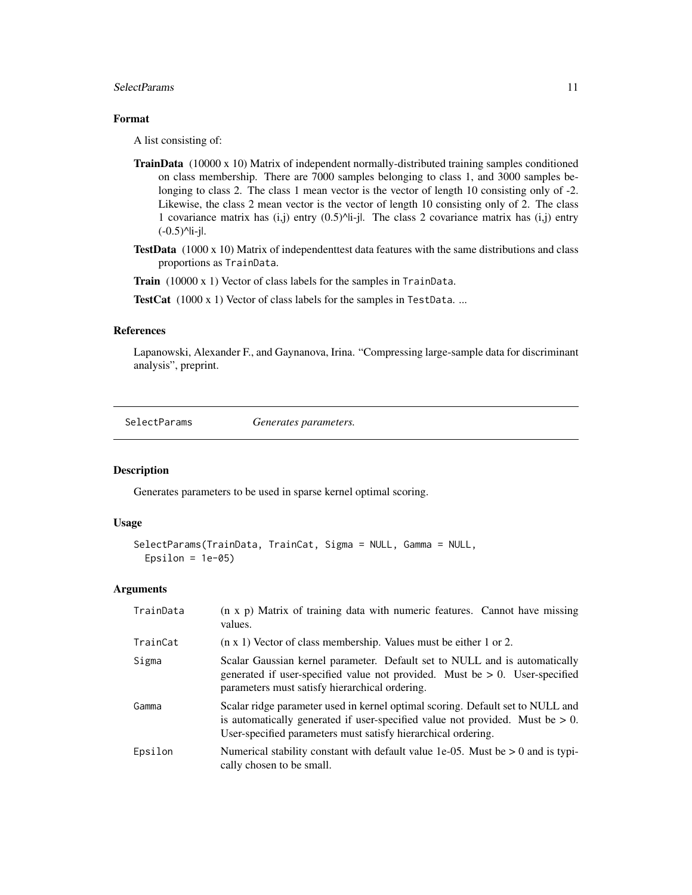### Format

A list consisting of:

**TrainData** (10000 x 10) Matrix of independent normally-distributed training samples conditioned on class membership. There are 7000 samples belonging to class 1, and 3000 samples belonging to class 2. The class 1 mean vector is the vector of length 10 consisting only of -2. Likewise, the class 2 mean vector is the vector of length 10 consisting only of 2. The class 1 covariance matrix has (i,j) entry (0.5)^|i-j|. The class 2 covariance matrix has (i,j) entry (-0.5)^|i-j|.

**TestData** (1000 x 10) Matrix of independenttest data features with the same distributions and class proportions as `TrainData`.

**Train** (10000 x 1) Vector of class labels for the samples in `TrainData`.

**TestCat** (1000 x 1) Vector of class labels for the samples in `TestData`. ...

### References

Lapanowski, Alexander F., and Gaynanova, Irina. "Compressing large-sample data for discriminant analysis", preprint.

---

## SelectParams *Generates parameters.*

---

### Description

Generates parameters to be used in sparse kernel optimal scoring.

### Usage

```
SelectParams(TrainData, TrainCat, Sigma = NULL, Gamma = NULL,
  Epsilon = 1e-05)
```

### Arguments

| | |
|---|---|
| `TrainData` | (n x p) Matrix of training data with numeric features. Cannot have missing values. |
| `TrainCat` | (n x 1) Vector of class membership. Values must be either 1 or 2. |
| `Sigma` | Scalar Gaussian kernel parameter. Default set to NULL and is automatically generated if user-specified value not provided. Must be > 0. User-specified parameters must satisfy hierarchical ordering. |
| `Gamma` | Scalar ridge parameter used in kernel optimal scoring. Default set to NULL and is automatically generated if user-specified value not provided. Must be > 0. User-specified parameters must satisfy hierarchical ordering. |
| `Epsilon` | Numerical stability constant with default value 1e-05. Must be > 0 and is typically chosen to be small. |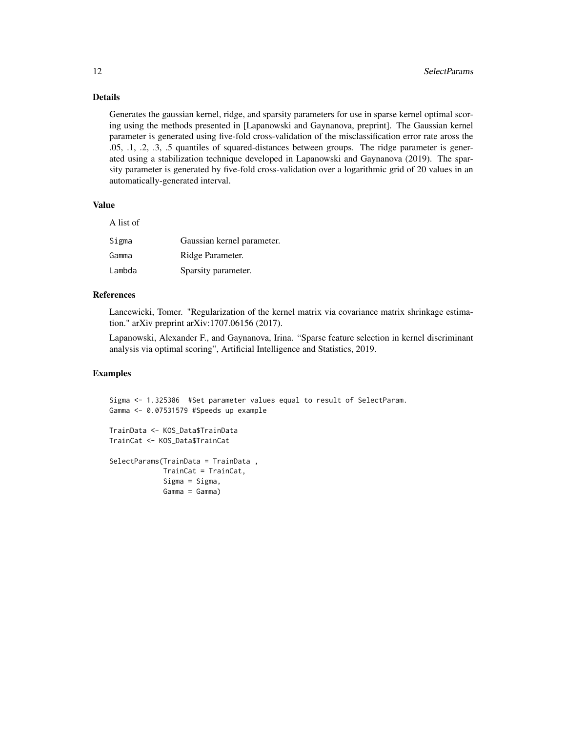### Details

Generates the gaussian kernel, ridge, and sparsity parameters for use in sparse kernel optimal scoring using the methods presented in [Lapanowski and Gaynanova, preprint]. The Gaussian kernel parameter is generated using five-fold cross-validation of the misclassification error rate aross the .05, .1, .2, .3, .5 quantiles of squared-distances between groups. The ridge parameter is generated using a stabilization technique developed in Lapanowski and Gaynanova (2019). The sparsity parameter is generated by five-fold cross-validation over a logarithmic grid of 20 values in an automatically-generated interval.

### Value

A list of

| | |
|---|---|
| Sigma | Gaussian kernel parameter. |
| Gamma | Ridge Parameter. |
| Lambda | Sparsity parameter. |

### References

Lancewicki, Tomer. "Regularization of the kernel matrix via covariance matrix shrinkage estimation." arXiv preprint arXiv:1707.06156 (2017).

Lapanowski, Alexander F., and Gaynanova, Irina. "Sparse feature selection in kernel discriminant analysis via optimal scoring", Artificial Intelligence and Statistics, 2019.

### Examples

```
Sigma <- 1.325386  #Set parameter values equal to result of SelectParam.
Gamma <- 0.07531579 #Speeds up example

TrainData <- KOS_Data$TrainData
TrainCat <- KOS_Data$TrainCat

SelectParams(TrainData = TrainData ,
             TrainCat = TrainCat,
             Sigma = Sigma,
             Gamma = Gamma)
```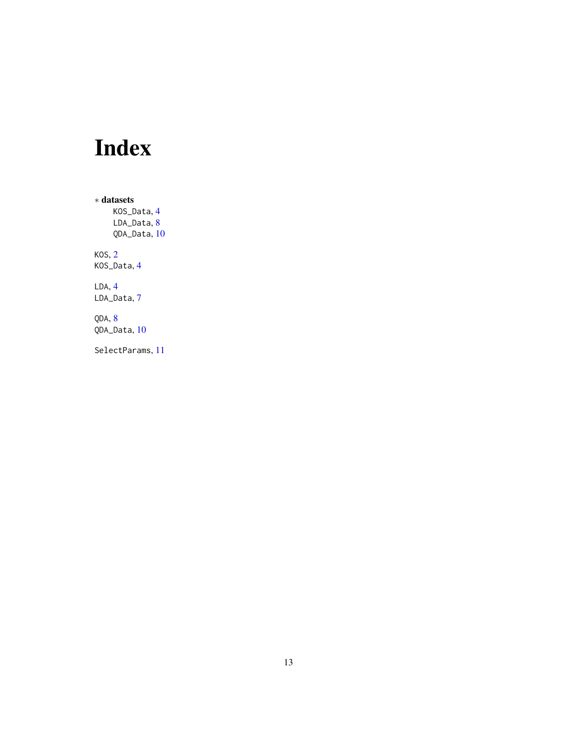# Index

∗ **datasets**
  KOS_Data, 4
  LDA_Data, 8
  QDA_Data, 10

KOS, 2
KOS_Data, 4

LDA, 4
LDA_Data, 7

QDA, 8
QDA_Data, 10

SelectParams, 11